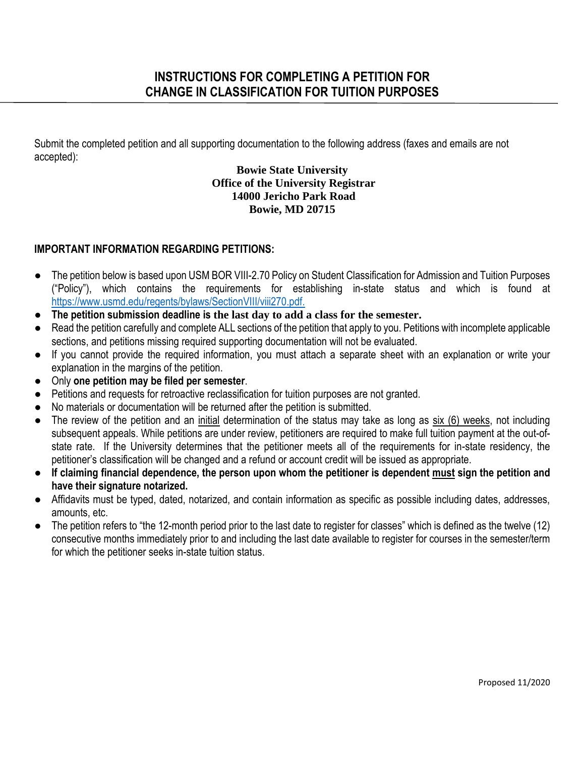# INSTRUCTIONS FOR COMPLETING A PETITION FOR CHANGE IN CLASSIFICATION FOR TUITION PURPOSES

Submit the completed petition and all supporting documentation to the following address (faxes and emails are not accepted):

**Bowie State University**
**Office of the University Registrar**
**14000 Jericho Park Road**
**Bowie, MD 20715**

## IMPORTANT INFORMATION REGARDING PETITIONS:

- The petition below is based upon USM BOR VIII-2.70 Policy on Student Classification for Admission and Tuition Purposes ("Policy"), which contains the requirements for establishing in-state status and which is found at https://www.usmd.edu/regents/bylaws/SectionVIII/viii270.pdf.
- **The petition submission deadline is the last day to add a class for the semester.**
- Read the petition carefully and complete ALL sections of the petition that apply to you. Petitions with incomplete applicable sections, and petitions missing required supporting documentation will not be evaluated.
- If you cannot provide the required information, you must attach a separate sheet with an explanation or write your explanation in the margins of the petition.
- Only **one petition may be filed per semester**.
- Petitions and requests for retroactive reclassification for tuition purposes are not granted.
- No materials or documentation will be returned after the petition is submitted.
- The review of the petition and an initial determination of the status may take as long as six (6) weeks, not including subsequent appeals. While petitions are under review, petitioners are required to make full tuition payment at the out-of-state rate. If the University determines that the petitioner meets all of the requirements for in-state residency, the petitioner's classification will be changed and a refund or account credit will be issued as appropriate.
- **If claiming financial dependence, the person upon whom the petitioner is dependent must sign the petition and have their signature notarized.**
- Affidavits must be typed, dated, notarized, and contain information as specific as possible including dates, addresses, amounts, etc.
- The petition refers to "the 12-month period prior to the last date to register for classes" which is defined as the twelve (12) consecutive months immediately prior to and including the last date available to register for courses in the semester/term for which the petitioner seeks in-state tuition status.

Proposed 11/2020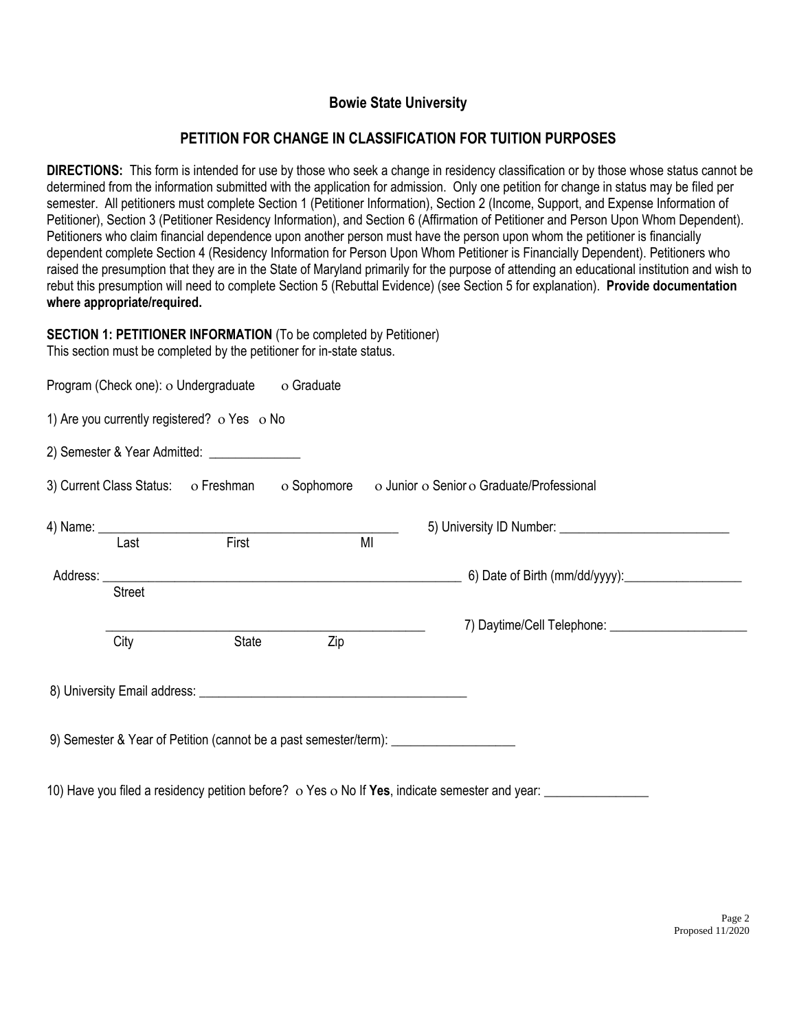# Bowie State University

## PETITION FOR CHANGE IN CLASSIFICATION FOR TUITION PURPOSES

**DIRECTIONS:** This form is intended for use by those who seek a change in residency classification or by those whose status cannot be determined from the information submitted with the application for admission. Only one petition for change in status may be filed per semester. All petitioners must complete Section 1 (Petitioner Information), Section 2 (Income, Support, and Expense Information of Petitioner), Section 3 (Petitioner Residency Information), and Section 6 (Affirmation of Petitioner and Person Upon Whom Dependent). Petitioners who claim financial dependence upon another person must have the person upon whom the petitioner is financially dependent complete Section 4 (Residency Information for Person Upon Whom Petitioner is Financially Dependent). Petitioners who raised the presumption that they are in the State of Maryland primarily for the purpose of attending an educational institution and wish to rebut this presumption will need to complete Section 5 (Rebuttal Evidence) (see Section 5 for explanation). **Provide documentation where appropriate/required.**

**SECTION 1: PETITIONER INFORMATION** (To be completed by Petitioner)
This section must be completed by the petitioner for in-state status.

Program (Check one): o Undergraduate o Graduate

1) Are you currently registered? o Yes o No

2) Semester & Year Admitted: ______________

3) Current Class Status: o Freshman o Sophomore o Junior o Senior o Graduate/Professional

4) Name: _______________________________________________ 5) University ID Number: __________________________
Last First MI

Address: ________________________________________________________ 6) Date of Birth (mm/dd/yyyy):__________________
Street

_________________________________________________ 7) Daytime/Cell Telephone: ______________________
City State Zip

8) University Email address: ________________________________________

9) Semester & Year of Petition (cannot be a past semester/term): ___________________

10) Have you filed a residency petition before? o Yes o No If **Yes**, indicate semester and year: ________________

Proposed 11/2020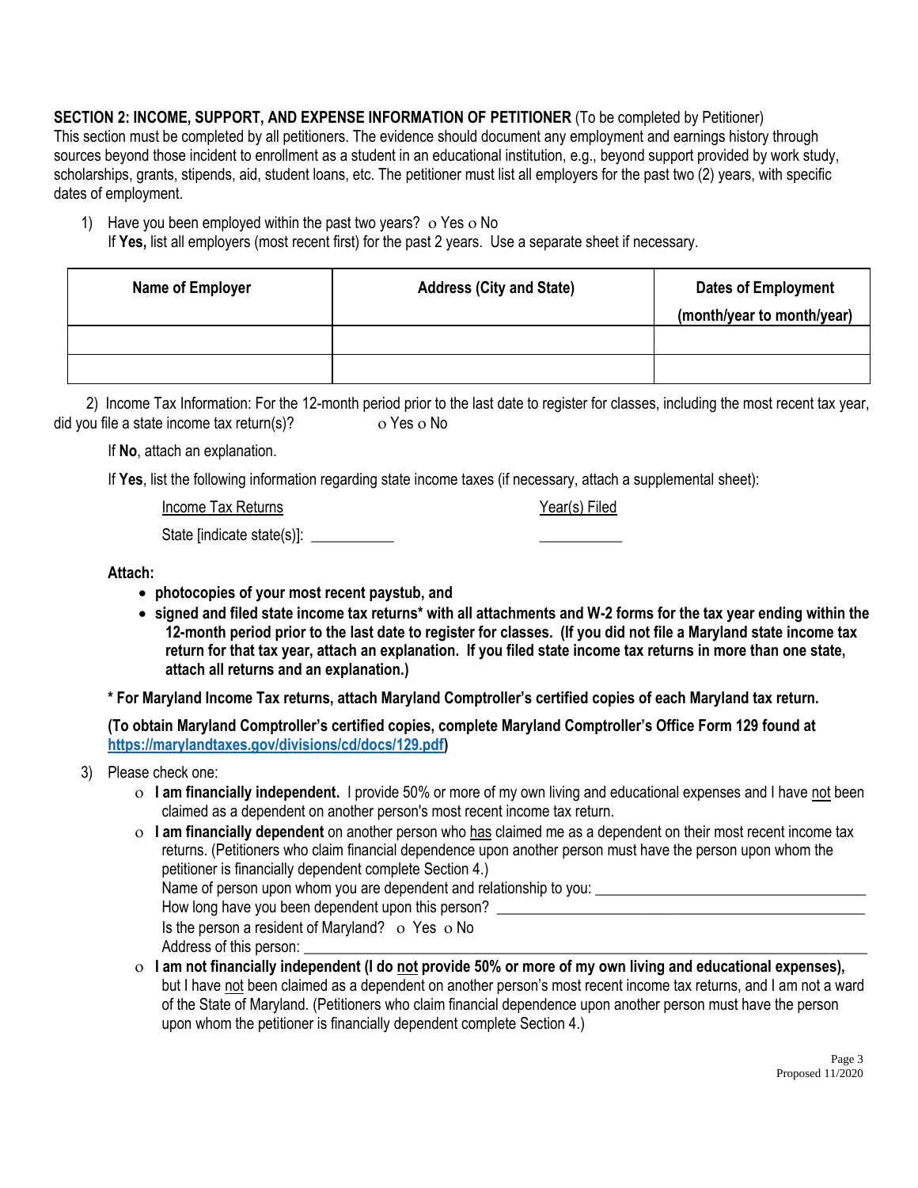**SECTION 2: INCOME, SUPPORT, AND EXPENSE INFORMATION OF PETITIONER** (To be completed by Petitioner)
This section must be completed by all petitioners. The evidence should document any employment and earnings history through sources beyond those incident to enrollment as a student in an educational institution, e.g., beyond support provided by work study, scholarships, grants, stipends, aid, student loans, etc. The petitioner must list all employers for the past two (2) years, with specific dates of employment.

1) Have you been employed within the past two years? ○ Yes ○ No
   If **Yes,** list all employers (most recent first) for the past 2 years. Use a separate sheet if necessary.

| Name of Employer | Address (City and State) | Dates of Employment (month/year to month/year) |
|---|---|---|
| | | |
| | | |

2) Income Tax Information: For the 12-month period prior to the last date to register for classes, including the most recent tax year, did you file a state income tax return(s)? ○ Yes ○ No

   If **No**, attach an explanation.

   If **Yes**, list the following information regarding state income taxes (if necessary, attach a supplemental sheet):

   Income Tax Returns — Year(s) Filed

   State [indicate state(s)]: ___________ ___________

   **Attach:**

   - **photocopies of your most recent paystub, and**
   - **signed and filed state income tax returns* with all attachments and W-2 forms for the tax year ending within the 12-month period prior to the last date to register for classes. (If you did not file a Maryland state income tax return for that tax year, attach an explanation. If you filed state income tax returns in more than one state, attach all returns and an explanation.)**

   **\* For Maryland Income Tax returns, attach Maryland Comptroller's certified copies of each Maryland tax return.**

   **(To obtain Maryland Comptroller's certified copies, complete Maryland Comptroller's Office Form 129 found at [https://marylandtaxes.gov/divisions/cd/docs/129.pdf](https://marylandtaxes.gov/divisions/cd/docs/129.pdf))**

3) Please check one:
   - ○ **I am financially independent.** I provide 50% or more of my own living and educational expenses and I have not been claimed as a dependent on another person's most recent income tax return.
   - ○ **I am financially dependent** on another person who has claimed me as a dependent on their most recent income tax returns. (Petitioners who claim financial dependence upon another person must have the person upon whom the petitioner is financially dependent complete Section 4.)
     Name of person upon whom you are dependent and relationship to you: ___________________________________
     How long have you been dependent upon this person? ___________________________________
     Is the person a resident of Maryland? ○ Yes ○ No
     Address of this person: ___________________________________
   - ○ **I am not financially independent (I do not provide 50% or more of my own living and educational expenses),** but I have not been claimed as a dependent on another person's most recent income tax returns, and I am not a ward of the State of Maryland. (Petitioners who claim financial dependence upon another person must have the person upon whom the petitioner is financially dependent complete Section 4.)

Proposed 11/2020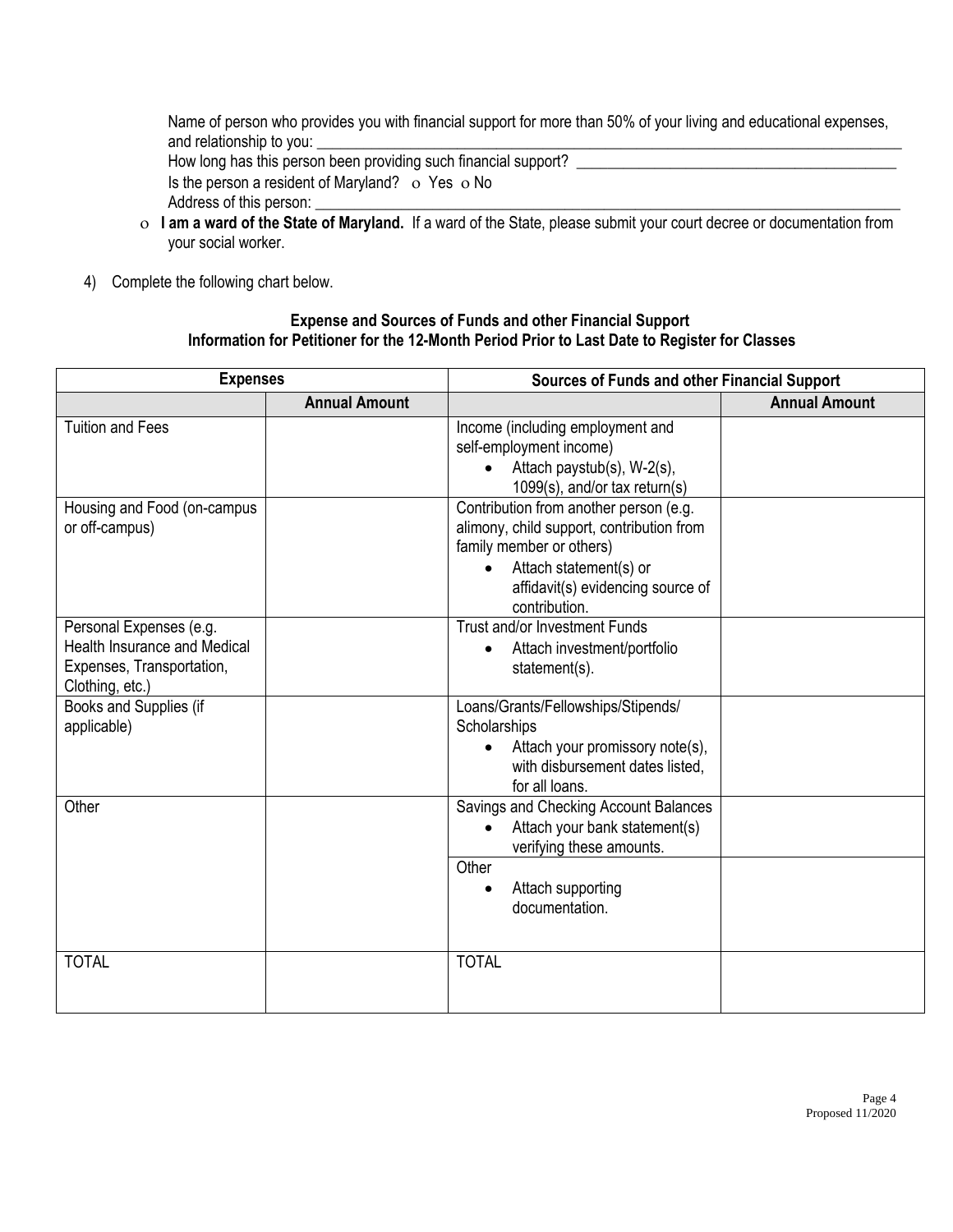Name of person who provides you with financial support for more than 50% of your living and educational expenses, and relationship to you: ___________________________________________________________________________

How long has this person been providing such financial support? ___________________________________________

Is the person a resident of Maryland? ο Yes ο No

Address of this person: ___________________________________________________________________________

ο **I am a ward of the State of Maryland.** If a ward of the State, please submit your court decree or documentation from your social worker.

4) Complete the following chart below.

**Expense and Sources of Funds and other Financial Support**
**Information for Petitioner for the 12-Month Period Prior to Last Date to Register for Classes**

| Expenses | | Sources of Funds and other Financial Support | |
|---|---|---|---|
| | **Annual Amount** | | **Annual Amount** |
| Tuition and Fees | | Income (including employment and self-employment income) <br> • Attach paystub(s), W-2(s), 1099(s), and/or tax return(s) | |
| Housing and Food (on-campus or off-campus) | | Contribution from another person (e.g. alimony, child support, contribution from family member or others) <br> • Attach statement(s) or affidavit(s) evidencing source of contribution. | |
| Personal Expenses (e.g. Health Insurance and Medical Expenses, Transportation, Clothing, etc.) | | Trust and/or Investment Funds <br> • Attach investment/portfolio statement(s). | |
| Books and Supplies (if applicable) | | Loans/Grants/Fellowships/Stipends/ Scholarships <br> • Attach your promissory note(s), with disbursement dates listed, for all loans. | |
| Other | | Savings and Checking Account Balances <br> • Attach your bank statement(s) verifying these amounts. | |
| | | Other <br> • Attach supporting documentation. | |
| TOTAL | | TOTAL | |

Proposed 11/2020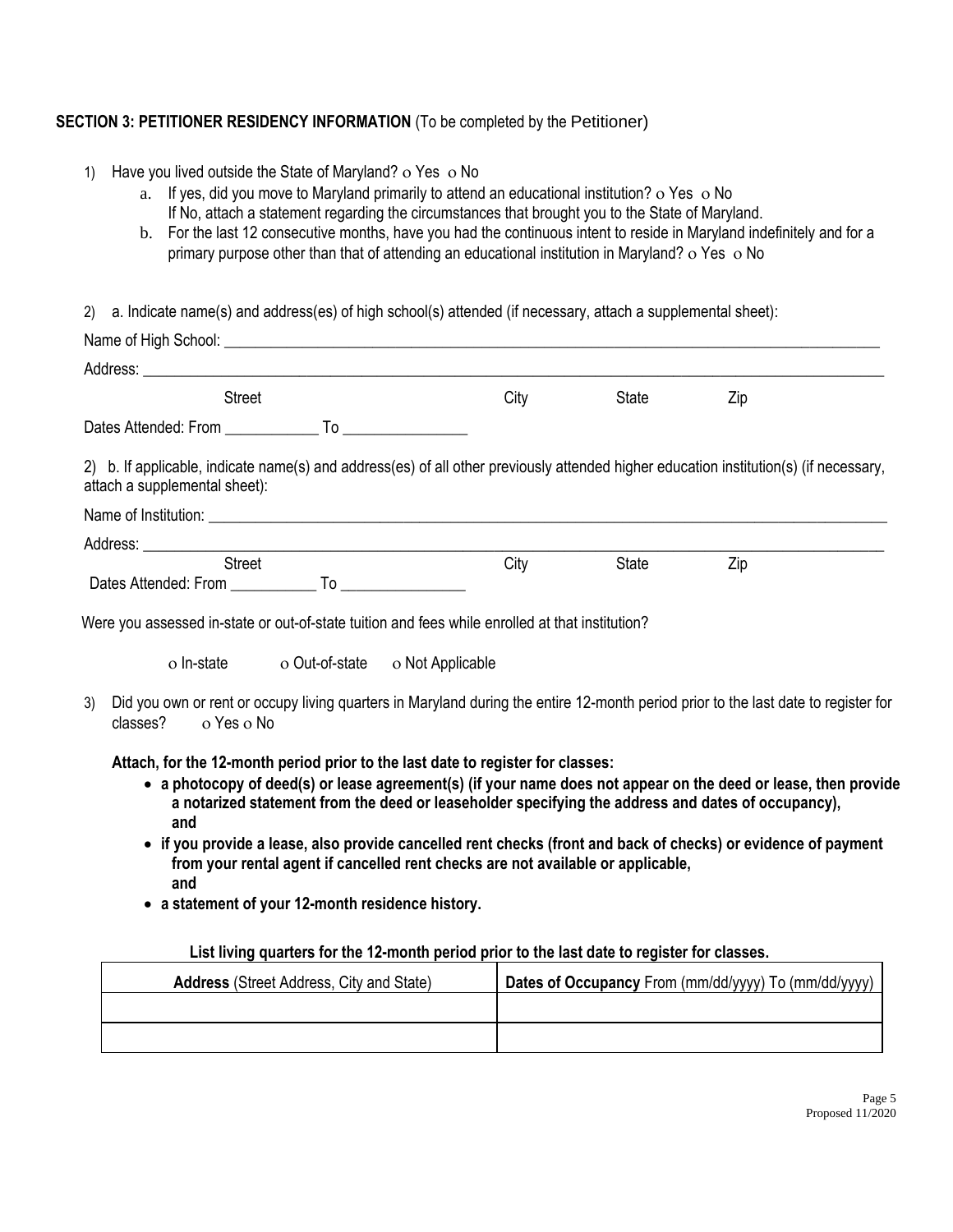**SECTION 3: PETITIONER RESIDENCY INFORMATION** (To be completed by the Petitioner)

1) Have you lived outside the State of Maryland? o Yes o No
   a. If yes, did you move to Maryland primarily to attend an educational institution? o Yes o No
      If No, attach a statement regarding the circumstances that brought you to the State of Maryland.
   b. For the last 12 consecutive months, have you had the continuous intent to reside in Maryland indefinitely and for a primary purpose other than that of attending an educational institution in Maryland? o Yes o No

2) a. Indicate name(s) and address(es) of high school(s) attended (if necessary, attach a supplemental sheet):

Name of High School: ______________________________________________

Address: ______________________________________________

Street City State Zip

Dates Attended: From ____________ To ________________

2) b. If applicable, indicate name(s) and address(es) of all other previously attended higher education institution(s) (if necessary, attach a supplemental sheet):

Name of Institution: ______________________________________________

Address: ______________________________________________

Street City State Zip

Dates Attended: From ___________ To ________________

Were you assessed in-state or out-of-state tuition and fees while enrolled at that institution?

o In-state o Out-of-state o Not Applicable

3) Did you own or rent or occupy living quarters in Maryland during the entire 12-month period prior to the last date to register for classes? o Yes o No

**Attach, for the 12-month period prior to the last date to register for classes:**

- **a photocopy of deed(s) or lease agreement(s) (if your name does not appear on the deed or lease, then provide a notarized statement from the deed or leaseholder specifying the address and dates of occupancy), and**
- **if you provide a lease, also provide cancelled rent checks (front and back of checks) or evidence of payment from your rental agent if cancelled rent checks are not available or applicable, and**
- **a statement of your 12-month residence history.**

**List living quarters for the 12-month period prior to the last date to register for classes.**

| **Address** (Street Address, City and State) | **Dates of Occupancy** From (mm/dd/yyyy) To (mm/dd/yyyy) |
|---|---|
| | |
| | |

Proposed 11/2020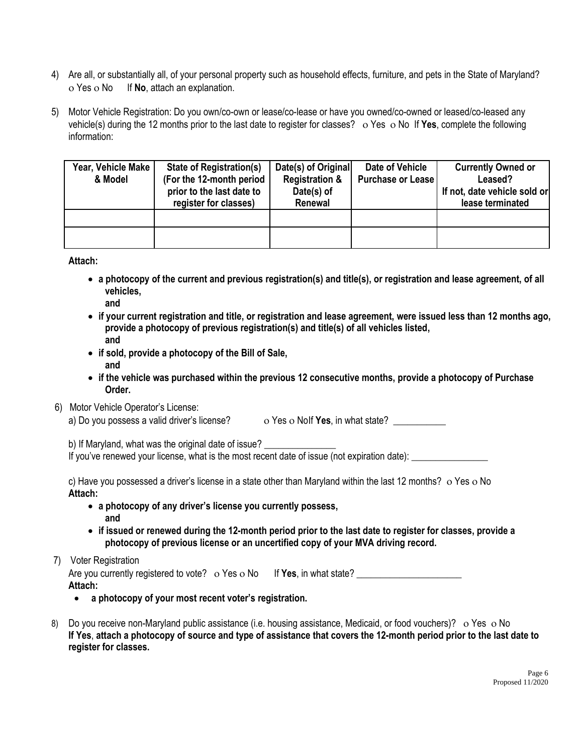4) Are all, or substantially all, of your personal property such as household effects, furniture, and pets in the State of Maryland?
   ο Yes ο No  If **No**, attach an explanation.

5) Motor Vehicle Registration: Do you own/co-own or lease/co-lease or have you owned/co-owned or leased/co-leased any vehicle(s) during the 12 months prior to the last date to register for classes? ο Yes ο No If **Yes**, complete the following information:

| Year, Vehicle Make & Model | State of Registration(s) (For the 12-month period prior to the last date to register for classes) | Date(s) of Original Registration & Date(s) of Renewal | Date of Vehicle Purchase or Lease | Currently Owned or Leased? If not, date vehicle sold or lease terminated |
|---|---|---|---|---|
| | | | | |
| | | | | |

**Attach:**

- **a photocopy of the current and previous registration(s) and title(s), or registration and lease agreement, of all vehicles,**
  **and**
- **if your current registration and title, or registration and lease agreement, were issued less than 12 months ago, provide a photocopy of previous registration(s) and title(s) of all vehicles listed,**
  **and**
- **if sold, provide a photocopy of the Bill of Sale,**
  **and**
- **if the vehicle was purchased within the previous 12 consecutive months, provide a photocopy of Purchase Order.**

6) Motor Vehicle Operator's License:
   a) Do you possess a valid driver's license? ο Yes ο NoIf **Yes**, in what state? ___________

   b) If Maryland, what was the original date of issue? _______________
   If you've renewed your license, what is the most recent date of issue (not expiration date): ________________

   c) Have you possessed a driver's license in a state other than Maryland within the last 12 months? ο Yes ο No
   **Attach:**
   - **a photocopy of any driver's license you currently possess,**
     **and**
   - **if issued or renewed during the 12-month period prior to the last date to register for classes, provide a photocopy of previous license or an uncertified copy of your MVA driving record.**

7) Voter Registration
   Are you currently registered to vote? ο Yes ο No  If **Yes**, in what state? ______________________
   **Attach:**
   - **a photocopy of your most recent voter's registration.**

8) Do you receive non-Maryland public assistance (i.e. housing assistance, Medicaid, or food vouchers)? ο Yes ο No
   **If Yes**, **attach a photocopy of source and type of assistance that covers the 12-month period prior to the last date to register for classes.**

Proposed 11/2020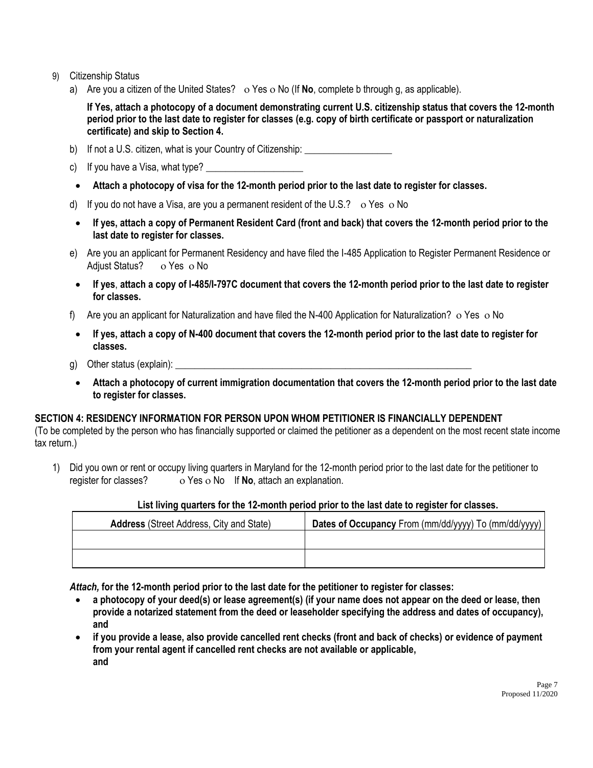9) Citizenship Status

a) Are you a citizen of the United States? ο Yes ο No (If **No**, complete b through g, as applicable).

**If Yes, attach a photocopy of a document demonstrating current U.S. citizenship status that covers the 12-month period prior to the last date to register for classes (e.g. copy of birth certificate or passport or naturalization certificate) and skip to Section 4.**

b) If not a U.S. citizen, what is your Country of Citizenship: ___________________

c) If you have a Visa, what type? ____________________

- **Attach a photocopy of visa for the 12-month period prior to the last date to register for classes.**

d) If you do not have a Visa, are you a permanent resident of the U.S.? ο Yes ο No

- **If yes, attach a copy of Permanent Resident Card (front and back) that covers the 12-month period prior to the last date to register for classes.**

e) Are you an applicant for Permanent Residency and have filed the I-485 Application to Register Permanent Residence or Adjust Status? ο Yes ο No

- **If yes**, **attach a copy of I-485/I-797C document that covers the 12-month period prior to the last date to register for classes.**

f) Are you an applicant for Naturalization and have filed the N-400 Application for Naturalization? ο Yes ο No

- **If yes, attach a copy of N-400 document that covers the 12-month period prior to the last date to register for classes.**

g) Other status (explain): _________________________________________________________________

- **Attach a photocopy of current immigration documentation that covers the 12-month period prior to the last date to register for classes.**

**SECTION 4: RESIDENCY INFORMATION FOR PERSON UPON WHOM PETITIONER IS FINANCIALLY DEPENDENT**

(To be completed by the person who has financially supported or claimed the petitioner as a dependent on the most recent state income tax return.)

1) Did you own or rent or occupy living quarters in Maryland for the 12-month period prior to the last date for the petitioner to register for classes? ο Yes ο No If **No**, attach an explanation.

**List living quarters for the 12-month period prior to the last date to register for classes.**

| **Address** (Street Address, City and State) | **Dates of Occupancy** From (mm/dd/yyyy) To (mm/dd/yyyy) |
|---|---|
| | |
| | |

***Attach,* for the 12-month period prior to the last date for the petitioner to register for classes:**

- **a photocopy of your deed(s) or lease agreement(s) (if your name does not appear on the deed or lease, then provide a notarized statement from the deed or leaseholder specifying the address and dates of occupancy), and**
- **if you provide a lease, also provide cancelled rent checks (front and back of checks) or evidence of payment from your rental agent if cancelled rent checks are not available or applicable, and**

Proposed 11/2020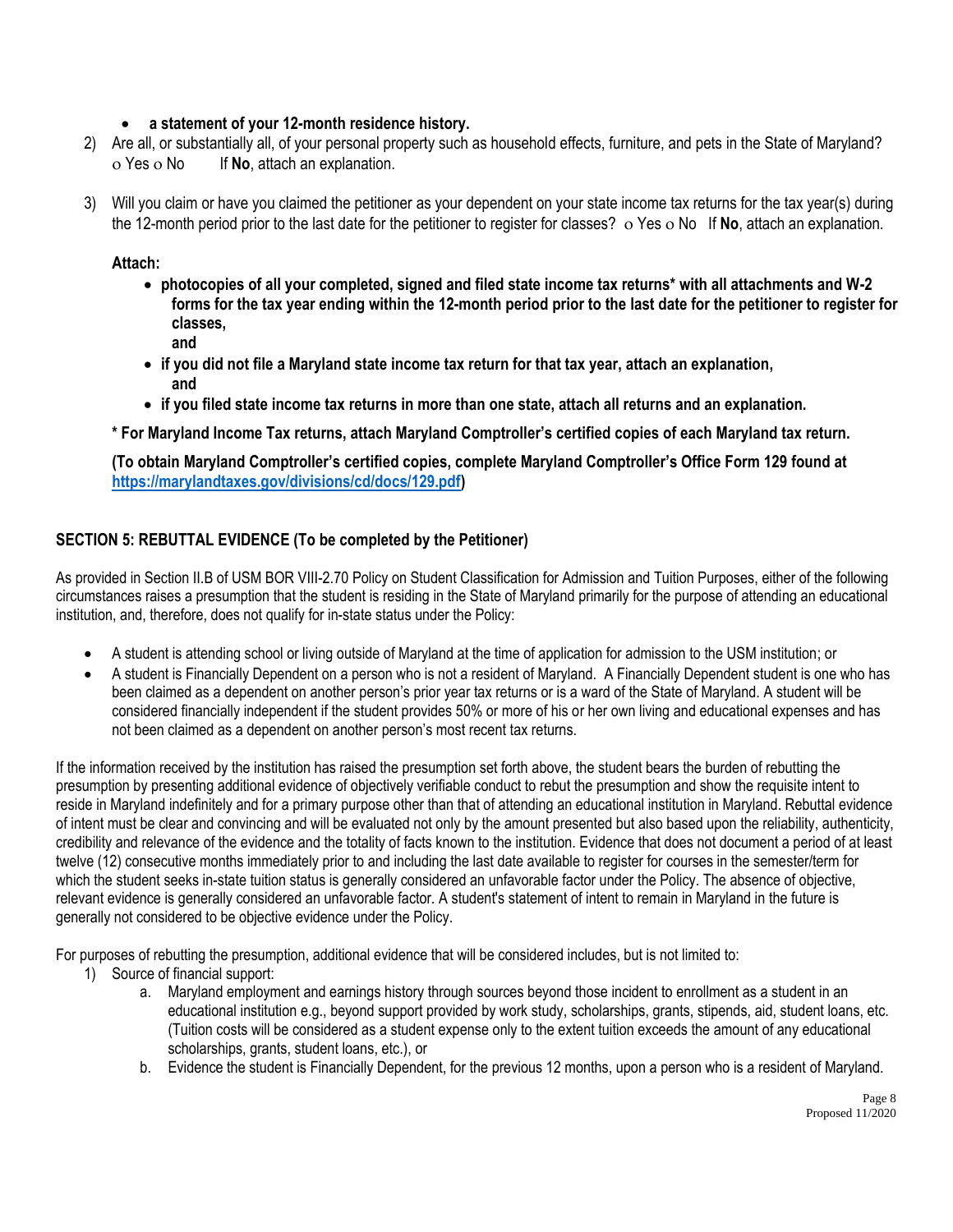- **a statement of your 12-month residence history.**

2) Are all, or substantially all, of your personal property such as household effects, furniture, and pets in the State of Maryland? ο Yes ο No If **No**, attach an explanation.

3) Will you claim or have you claimed the petitioner as your dependent on your state income tax returns for the tax year(s) during the 12-month period prior to the last date for the petitioner to register for classes? ο Yes ο No If **No**, attach an explanation.

**Attach:**

- **photocopies of all your completed, signed and filed state income tax returns\* with all attachments and W-2 forms for the tax year ending within the 12-month period prior to the last date for the petitioner to register for classes,**
  **and**
- **if you did not file a Maryland state income tax return for that tax year, attach an explanation,**
  **and**
- **if you filed state income tax returns in more than one state, attach all returns and an explanation.**

**\* For Maryland Income Tax returns, attach Maryland Comptroller's certified copies of each Maryland tax return.**

**(To obtain Maryland Comptroller's certified copies, complete Maryland Comptroller's Office Form 129 found at [https://marylandtaxes.gov/divisions/cd/docs/129.pdf](https://marylandtaxes.gov/divisions/cd/docs/129.pdf))**

## SECTION 5: REBUTTAL EVIDENCE (To be completed by the Petitioner)

As provided in Section II.B of USM BOR VIII-2.70 Policy on Student Classification for Admission and Tuition Purposes, either of the following circumstances raises a presumption that the student is residing in the State of Maryland primarily for the purpose of attending an educational institution, and, therefore, does not qualify for in-state status under the Policy:

- A student is attending school or living outside of Maryland at the time of application for admission to the USM institution; or
- A student is Financially Dependent on a person who is not a resident of Maryland. A Financially Dependent student is one who has been claimed as a dependent on another person's prior year tax returns or is a ward of the State of Maryland. A student will be considered financially independent if the student provides 50% or more of his or her own living and educational expenses and has not been claimed as a dependent on another person's most recent tax returns.

If the information received by the institution has raised the presumption set forth above, the student bears the burden of rebutting the presumption by presenting additional evidence of objectively verifiable conduct to rebut the presumption and show the requisite intent to reside in Maryland indefinitely and for a primary purpose other than that of attending an educational institution in Maryland. Rebuttal evidence of intent must be clear and convincing and will be evaluated not only by the amount presented but also based upon the reliability, authenticity, credibility and relevance of the evidence and the totality of facts known to the institution. Evidence that does not document a period of at least twelve (12) consecutive months immediately prior to and including the last date available to register for courses in the semester/term for which the student seeks in-state tuition status is generally considered an unfavorable factor under the Policy. The absence of objective, relevant evidence is generally considered an unfavorable factor. A student's statement of intent to remain in Maryland in the future is generally not considered to be objective evidence under the Policy.

For purposes of rebutting the presumption, additional evidence that will be considered includes, but is not limited to:

1) Source of financial support:
   a. Maryland employment and earnings history through sources beyond those incident to enrollment as a student in an educational institution e.g., beyond support provided by work study, scholarships, grants, stipends, aid, student loans, etc. (Tuition costs will be considered as a student expense only to the extent tuition exceeds the amount of any educational scholarships, grants, student loans, etc.), or
   b. Evidence the student is Financially Dependent, for the previous 12 months, upon a person who is a resident of Maryland.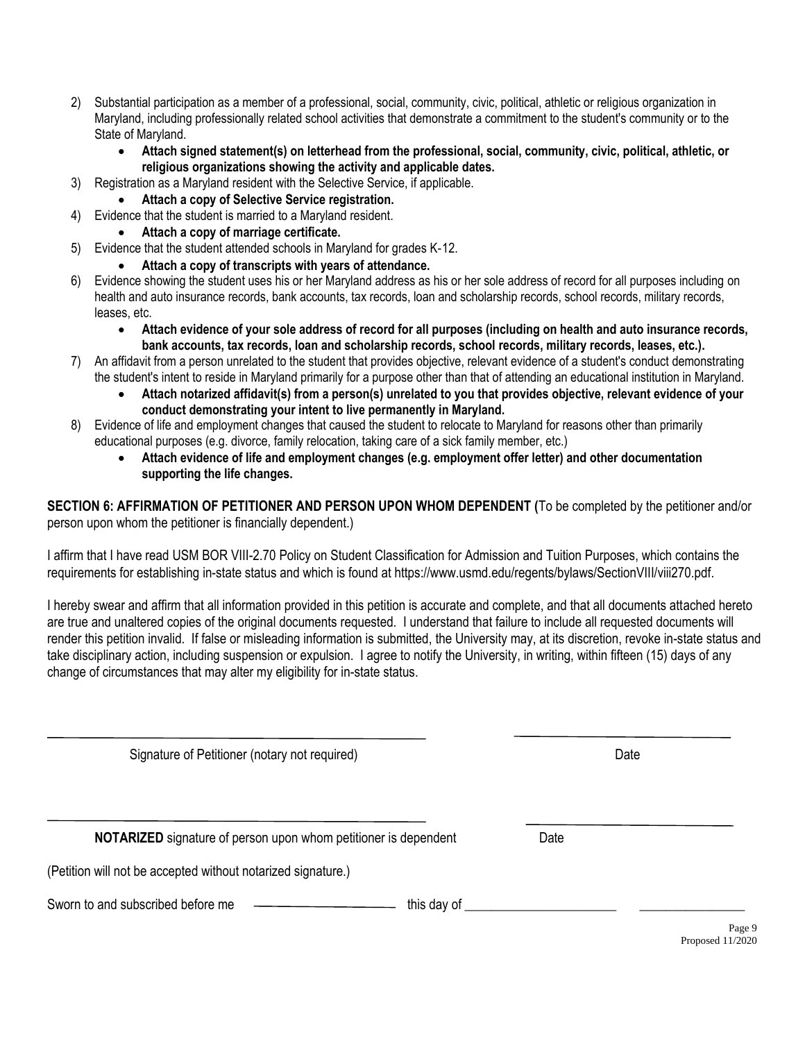2) Substantial participation as a member of a professional, social, community, civic, political, athletic or religious organization in Maryland, including professionally related school activities that demonstrate a commitment to the student's community or to the State of Maryland.
   - **Attach signed statement(s) on letterhead from the professional, social, community, civic, political, athletic, or religious organizations showing the activity and applicable dates.**
3) Registration as a Maryland resident with the Selective Service, if applicable.
   - **Attach a copy of Selective Service registration.**
4) Evidence that the student is married to a Maryland resident.
   - **Attach a copy of marriage certificate.**
5) Evidence that the student attended schools in Maryland for grades K-12.
   - **Attach a copy of transcripts with years of attendance.**
6) Evidence showing the student uses his or her Maryland address as his or her sole address of record for all purposes including on health and auto insurance records, bank accounts, tax records, loan and scholarship records, school records, military records, leases, etc.
   - **Attach evidence of your sole address of record for all purposes (including on health and auto insurance records, bank accounts, tax records, loan and scholarship records, school records, military records, leases, etc.).**
7) An affidavit from a person unrelated to the student that provides objective, relevant evidence of a student's conduct demonstrating the student's intent to reside in Maryland primarily for a purpose other than that of attending an educational institution in Maryland.
   - **Attach notarized affidavit(s) from a person(s) unrelated to you that provides objective, relevant evidence of your conduct demonstrating your intent to live permanently in Maryland.**
8) Evidence of life and employment changes that caused the student to relocate to Maryland for reasons other than primarily educational purposes (e.g. divorce, family relocation, taking care of a sick family member, etc.)
   - **Attach evidence of life and employment changes (e.g. employment offer letter) and other documentation supporting the life changes.**

**SECTION 6: AFFIRMATION OF PETITIONER AND PERSON UPON WHOM DEPENDENT (**To be completed by the petitioner and/or person upon whom the petitioner is financially dependent.)

I affirm that I have read USM BOR VIII-2.70 Policy on Student Classification for Admission and Tuition Purposes, which contains the requirements for establishing in-state status and which is found at https://www.usmd.edu/regents/bylaws/SectionVIII/viii270.pdf.

I hereby swear and affirm that all information provided in this petition is accurate and complete, and that all documents attached hereto are true and unaltered copies of the original documents requested. I understand that failure to include all requested documents will render this petition invalid. If false or misleading information is submitted, the University may, at its discretion, revoke in-state status and take disciplinary action, including suspension or expulsion. I agree to notify the University, in writing, within fifteen (15) days of any change of circumstances that may alter my eligibility for in-state status.

\_\_\_\_\_\_\_\_\_\_\_\_\_\_\_\_\_\_\_\_\_\_\_\_\_\_\_\_\_\_\_\_\_\_\_\_\_\_\_\_ \_\_\_\_\_\_\_\_\_\_\_\_\_\_\_\_\_\_\_\_\_\_\_\_

Signature of Petitioner (notary not required) Date

\_\_\_\_\_\_\_\_\_\_\_\_\_\_\_\_\_\_\_\_\_\_\_\_\_\_\_\_\_\_\_\_\_\_\_\_\_\_\_\_ \_\_\_\_\_\_\_\_\_\_\_\_\_\_\_\_\_\_\_\_\_\_\_\_

**NOTARIZED** signature of person upon whom petitioner is dependent Date

(Petition will not be accepted without notarized signature.)

Sworn to and subscribed before me \_\_\_\_\_\_\_\_\_\_\_\_\_\_\_\_ this day of \_\_\_\_\_\_\_\_\_\_\_\_\_\_\_\_\_\_ \_\_\_\_\_\_\_\_\_\_\_\_\_

Proposed 11/2020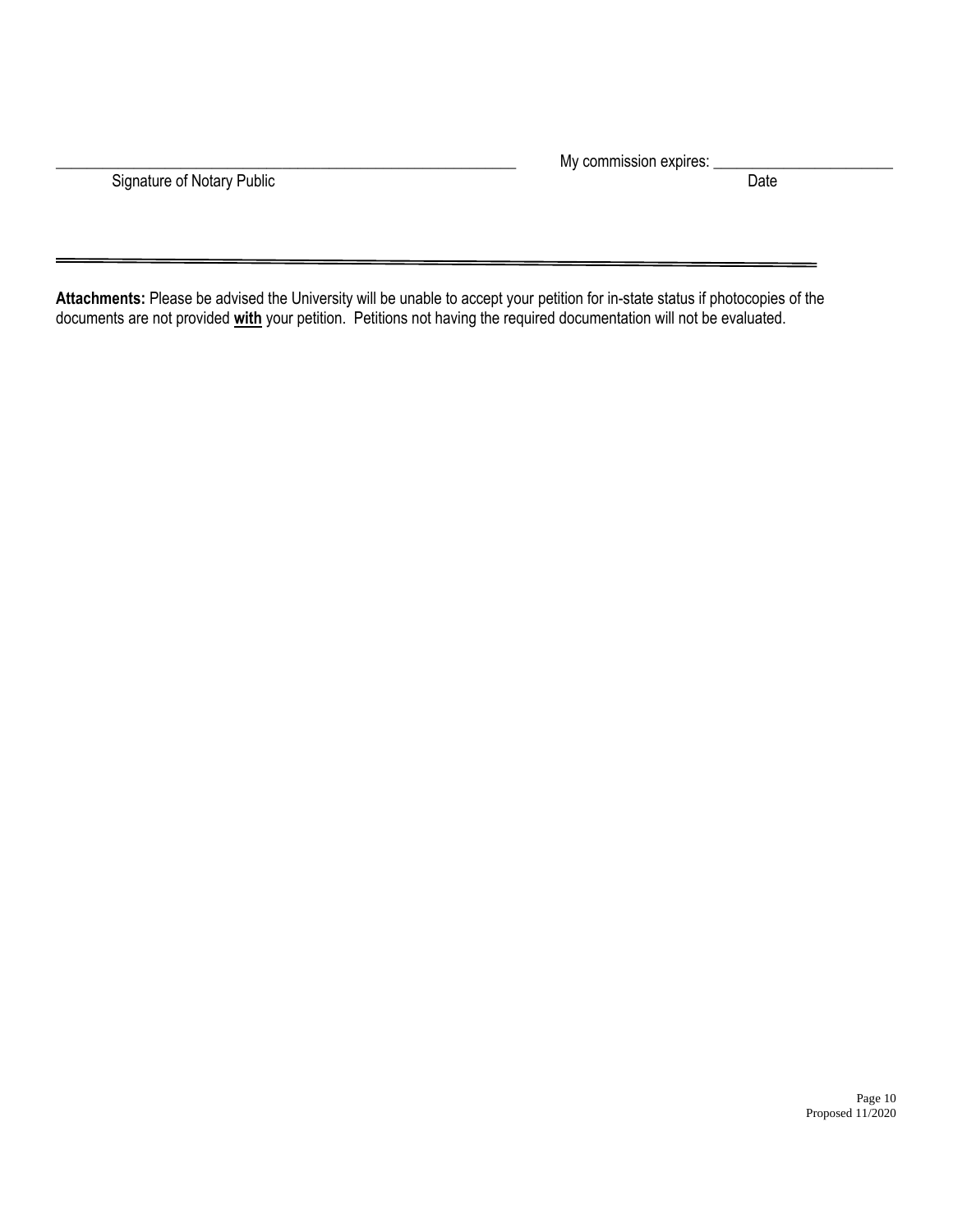\_\_\_\_\_\_\_\_\_\_\_\_\_\_\_\_\_\_\_\_\_\_\_\_\_\_\_\_\_\_\_\_\_\_\_\_\_\_\_\_\_\_\_\_\_\_\_\_\_\_\_\_\_\_\_\_ My commission expires: \_\_\_\_\_\_\_\_\_\_\_\_\_\_\_\_\_\_\_\_\_\_\_\_

Signature of Notary Public Date

---

**Attachments:** Please be advised the University will be unable to accept your petition for in-state status if photocopies of the documents are not provided **with** your petition. Petitions not having the required documentation will not be evaluated.

Proposed 11/2020